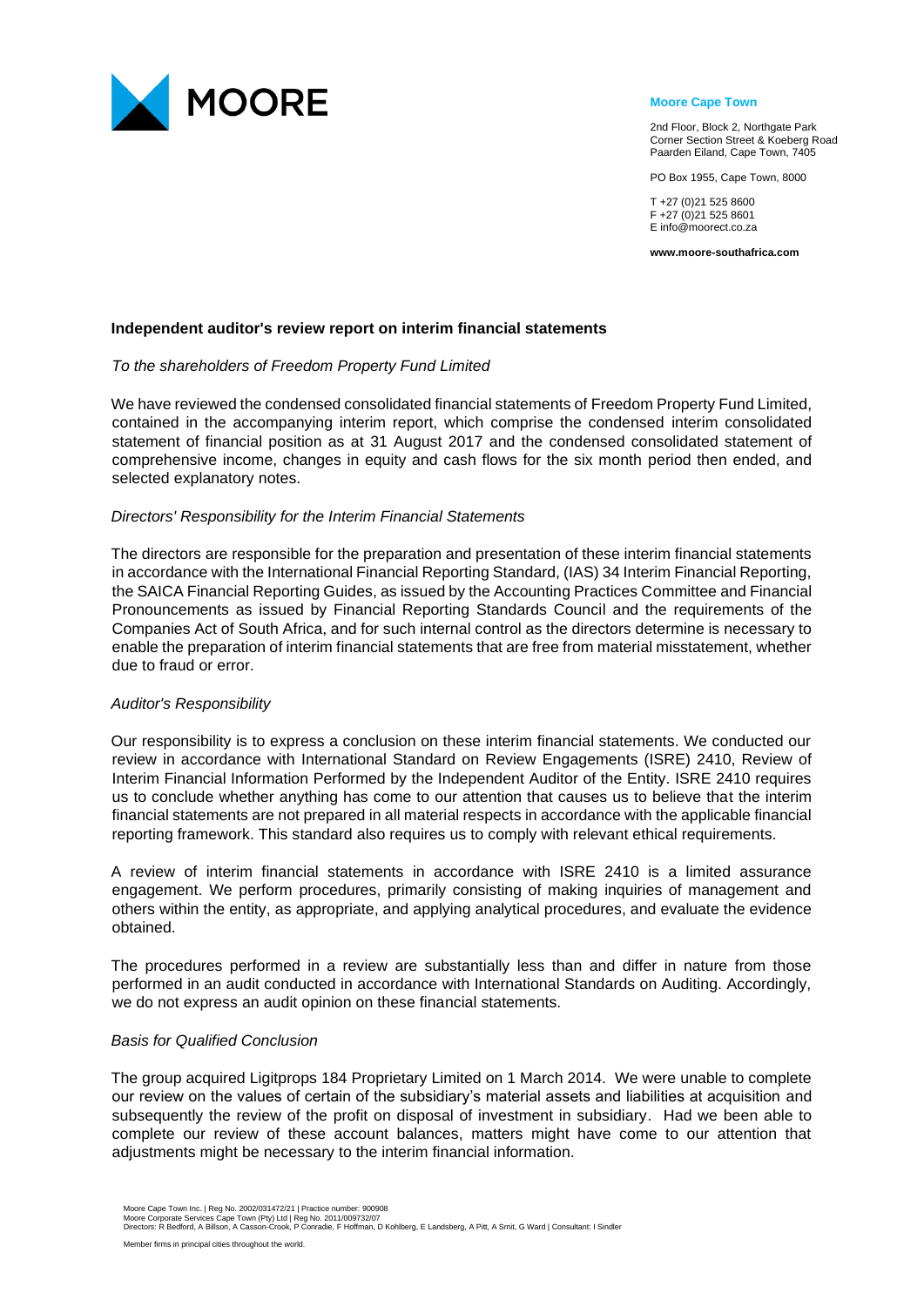**Moore Cape Town**

2nd Floor, Block 2, Northgate Park
Corner Section Street & Koeberg Road
Paarden Eiland, Cape Town, 7405

PO Box 1955, Cape Town, 8000

T +27 (0)21 525 8600
F +27 (0)21 525 8601
E info@moorect.co.za

**www.moore-southafrica.com**

## Independent auditor's review report on interim financial statements

*To the shareholders of Freedom Property Fund Limited*

We have reviewed the condensed consolidated financial statements of Freedom Property Fund Limited, contained in the accompanying interim report, which comprise the condensed interim consolidated statement of financial position as at 31 August 2017 and the condensed consolidated statement of comprehensive income, changes in equity and cash flows for the six month period then ended, and selected explanatory notes.

*Directors' Responsibility for the Interim Financial Statements*

The directors are responsible for the preparation and presentation of these interim financial statements in accordance with the International Financial Reporting Standard, (IAS) 34 Interim Financial Reporting, the SAICA Financial Reporting Guides, as issued by the Accounting Practices Committee and Financial Pronouncements as issued by Financial Reporting Standards Council and the requirements of the Companies Act of South Africa, and for such internal control as the directors determine is necessary to enable the preparation of interim financial statements that are free from material misstatement, whether due to fraud or error.

*Auditor's Responsibility*

Our responsibility is to express a conclusion on these interim financial statements. We conducted our review in accordance with International Standard on Review Engagements (ISRE) 2410, Review of Interim Financial Information Performed by the Independent Auditor of the Entity. ISRE 2410 requires us to conclude whether anything has come to our attention that causes us to believe that the interim financial statements are not prepared in all material respects in accordance with the applicable financial reporting framework. This standard also requires us to comply with relevant ethical requirements.

A review of interim financial statements in accordance with ISRE 2410 is a limited assurance engagement. We perform procedures, primarily consisting of making inquiries of management and others within the entity, as appropriate, and applying analytical procedures, and evaluate the evidence obtained.

The procedures performed in a review are substantially less than and differ in nature from those performed in an audit conducted in accordance with International Standards on Auditing. Accordingly, we do not express an audit opinion on these financial statements.

*Basis for Qualified Conclusion*

The group acquired Ligitprops 184 Proprietary Limited on 1 March 2014. We were unable to complete our review on the values of certain of the subsidiary's material assets and liabilities at acquisition and subsequently the review of the profit on disposal of investment in subsidiary. Had we been able to complete our review of these account balances, matters might have come to our attention that adjustments might be necessary to the interim financial information.

Moore Cape Town Inc. | Reg No. 2002/031472/21 | Practice number: 900908
Moore Corporate Services Cape Town (Pty) Ltd | Reg No. 2011/009732/07
Directors: R Bedford, A Billson, A Casson-Crook, P Conradie, F Hoffman, D Kohlberg, E Landsberg, A Pitt, A Smit, G Ward | Consultant: I Sindler

Member firms in principal cities throughout the world.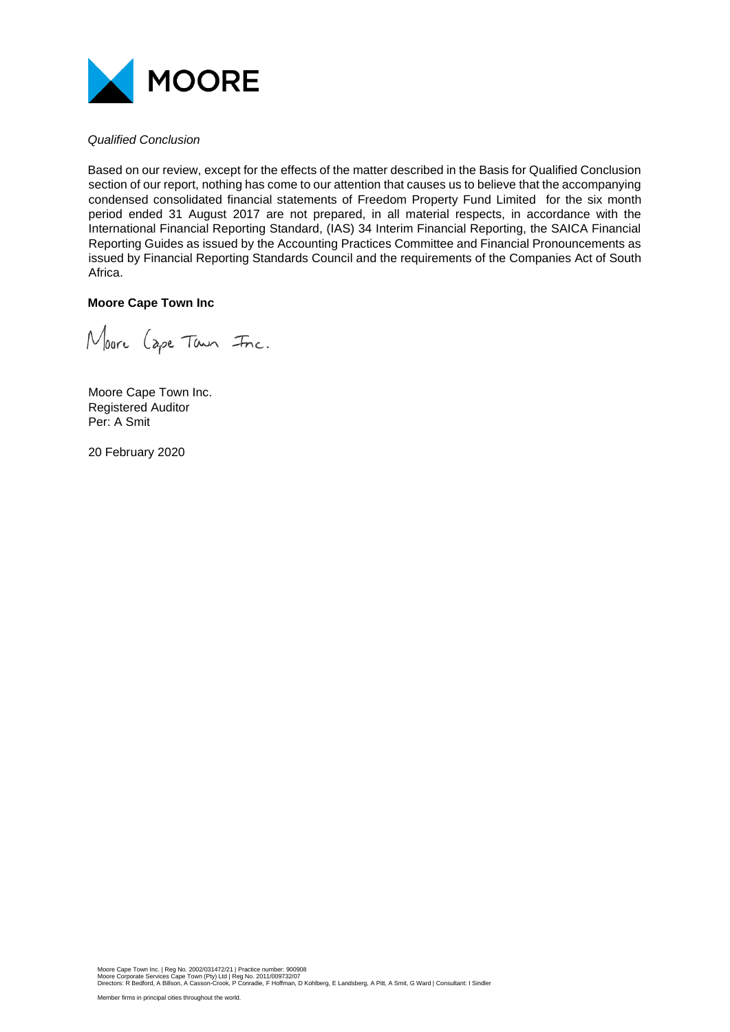*Qualified Conclusion*

Based on our review, except for the effects of the matter described in the Basis for Qualified Conclusion section of our report, nothing has come to our attention that causes us to believe that the accompanying condensed consolidated financial statements of Freedom Property Fund Limited for the six month period ended 31 August 2017 are not prepared, in all material respects, in accordance with the International Financial Reporting Standard, (IAS) 34 Interim Financial Reporting, the SAICA Financial Reporting Guides as issued by the Accounting Practices Committee and Financial Pronouncements as issued by Financial Reporting Standards Council and the requirements of the Companies Act of South Africa.

**Moore Cape Town Inc**

Moore Cape Town Inc.

Moore Cape Town Inc.
Registered Auditor
Per: A Smit

20 February 2020

Moore Cape Town Inc. | Reg No. 2002/031472/21 | Practice number: 900908
Moore Corporate Services Cape Town (Pty) Ltd | Reg No. 2011/009732/07
Directors: R Bedford, A Billson, A Casson-Crook, P Conradie, F Hoffman, D Kohlberg, E Landsberg, A Pitt, A Smit, G Ward | Consultant: I Sindler

Member firms in principal cities throughout the world.